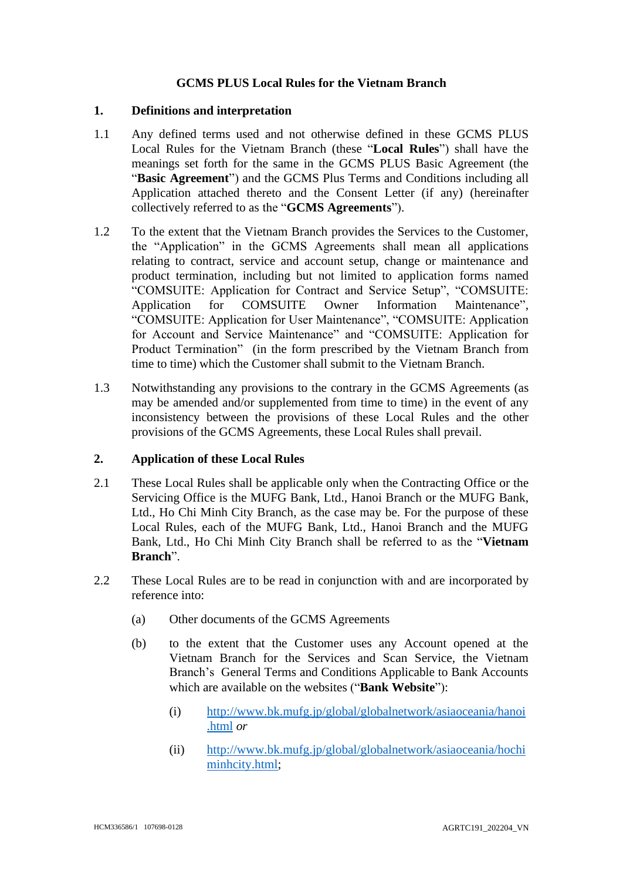# GCMS PLUS Local Rules for the Vietnam Branch

## 1. Definitions and interpretation

1.1 Any defined terms used and not otherwise defined in these GCMS PLUS Local Rules for the Vietnam Branch (these "**Local Rules**") shall have the meanings set forth for the same in the GCMS PLUS Basic Agreement (the "**Basic Agreement**") and the GCMS Plus Terms and Conditions including all Application attached thereto and the Consent Letter (if any) (hereinafter collectively referred to as the "**GCMS Agreements**").

1.2 To the extent that the Vietnam Branch provides the Services to the Customer, the "Application" in the GCMS Agreements shall mean all applications relating to contract, service and account setup, change or maintenance and product termination, including but not limited to application forms named "COMSUITE: Application for Contract and Service Setup", "COMSUITE: Application for COMSUITE Owner Information Maintenance", "COMSUITE: Application for User Maintenance", "COMSUITE: Application for Account and Service Maintenance" and "COMSUITE: Application for Product Termination" (in the form prescribed by the Vietnam Branch from time to time) which the Customer shall submit to the Vietnam Branch.

1.3 Notwithstanding any provisions to the contrary in the GCMS Agreements (as may be amended and/or supplemented from time to time) in the event of any inconsistency between the provisions of these Local Rules and the other provisions of the GCMS Agreements, these Local Rules shall prevail.

## 2. Application of these Local Rules

2.1 These Local Rules shall be applicable only when the Contracting Office or the Servicing Office is the MUFG Bank, Ltd., Hanoi Branch or the MUFG Bank, Ltd., Ho Chi Minh City Branch, as the case may be. For the purpose of these Local Rules, each of the MUFG Bank, Ltd., Hanoi Branch and the MUFG Bank, Ltd., Ho Chi Minh City Branch shall be referred to as the "**Vietnam Branch**".

2.2 These Local Rules are to be read in conjunction with and are incorporated by reference into:

(a) Other documents of the GCMS Agreements

(b) to the extent that the Customer uses any Account opened at the Vietnam Branch for the Services and Scan Service, the Vietnam Branch's General Terms and Conditions Applicable to Bank Accounts which are available on the websites ("**Bank Website**"):

(i) http://www.bk.mufg.jp/global/globalnetwork/asiaoceania/hanoi.html *or*

(ii) http://www.bk.mufg.jp/global/globalnetwork/asiaoceania/hochiminhcity.html;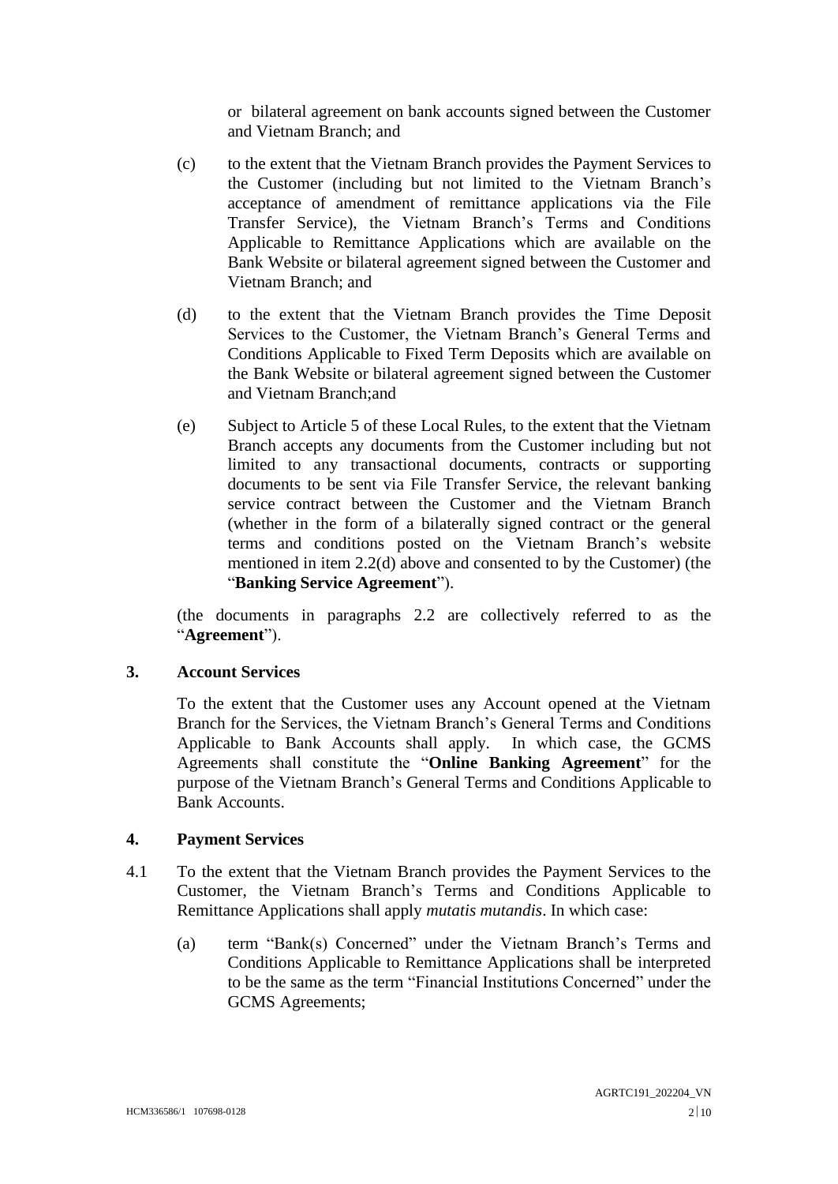or bilateral agreement on bank accounts signed between the Customer and Vietnam Branch; and

(c) to the extent that the Vietnam Branch provides the Payment Services to the Customer (including but not limited to the Vietnam Branch's acceptance of amendment of remittance applications via the File Transfer Service), the Vietnam Branch's Terms and Conditions Applicable to Remittance Applications which are available on the Bank Website or bilateral agreement signed between the Customer and Vietnam Branch; and

(d) to the extent that the Vietnam Branch provides the Time Deposit Services to the Customer, the Vietnam Branch's General Terms and Conditions Applicable to Fixed Term Deposits which are available on the Bank Website or bilateral agreement signed between the Customer and Vietnam Branch;and

(e) Subject to Article 5 of these Local Rules, to the extent that the Vietnam Branch accepts any documents from the Customer including but not limited to any transactional documents, contracts or supporting documents to be sent via File Transfer Service, the relevant banking service contract between the Customer and the Vietnam Branch (whether in the form of a bilaterally signed contract or the general terms and conditions posted on the Vietnam Branch's website mentioned in item 2.2(d) above and consented to by the Customer) (the "**Banking Service Agreement**").

(the documents in paragraphs 2.2 are collectively referred to as the "**Agreement**").

## 3. Account Services

To the extent that the Customer uses any Account opened at the Vietnam Branch for the Services, the Vietnam Branch's General Terms and Conditions Applicable to Bank Accounts shall apply. In which case, the GCMS Agreements shall constitute the "**Online Banking Agreement**" for the purpose of the Vietnam Branch's General Terms and Conditions Applicable to Bank Accounts.

## 4. Payment Services

4.1 To the extent that the Vietnam Branch provides the Payment Services to the Customer, the Vietnam Branch's Terms and Conditions Applicable to Remittance Applications shall apply *mutatis mutandis*. In which case:

(a) term "Bank(s) Concerned" under the Vietnam Branch's Terms and Conditions Applicable to Remittance Applications shall be interpreted to be the same as the term "Financial Institutions Concerned" under the GCMS Agreements;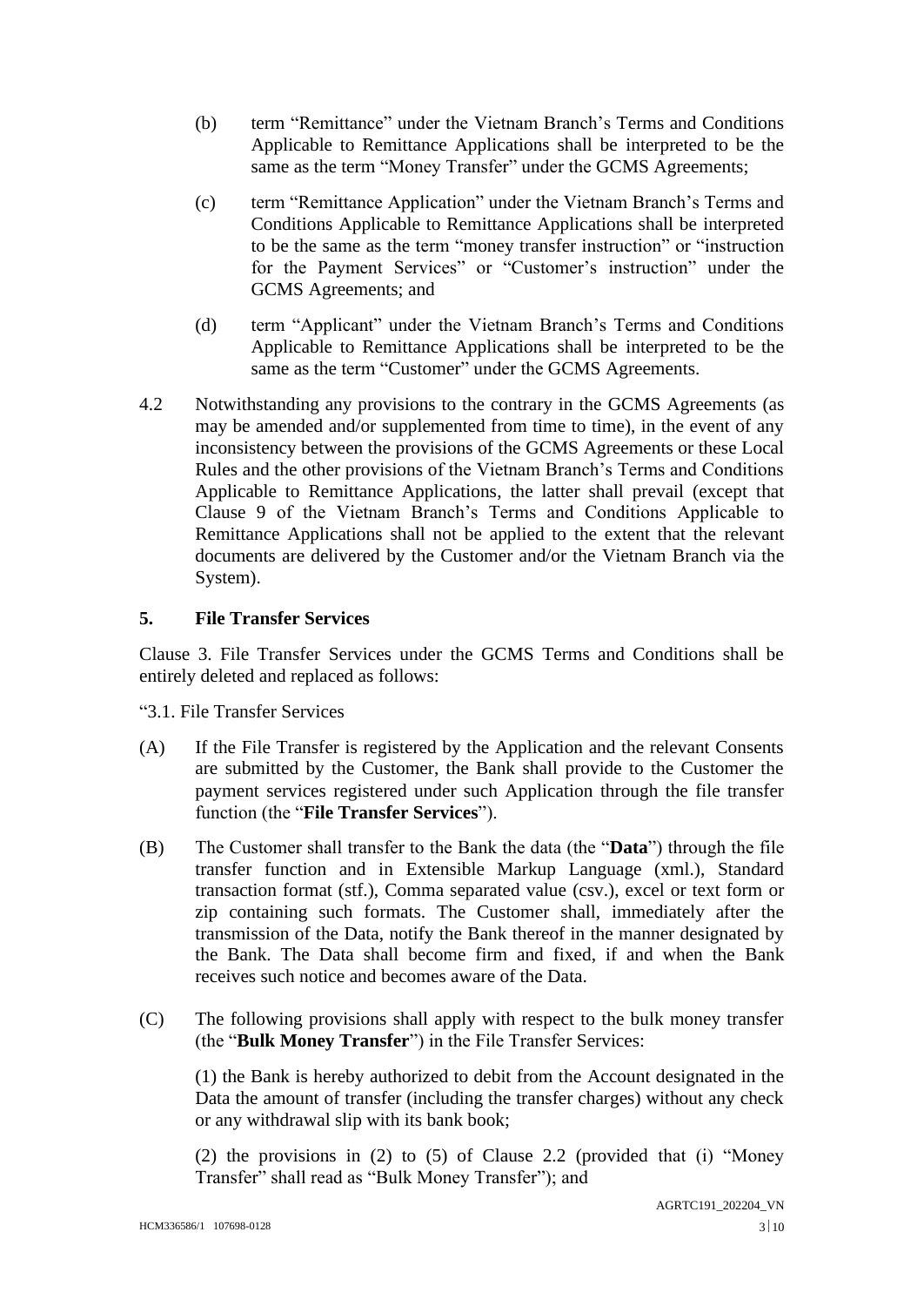(b) term “Remittance” under the Vietnam Branch’s Terms and Conditions Applicable to Remittance Applications shall be interpreted to be the same as the term “Money Transfer” under the GCMS Agreements;

(c) term “Remittance Application” under the Vietnam Branch’s Terms and Conditions Applicable to Remittance Applications shall be interpreted to be the same as the term “money transfer instruction” or “instruction for the Payment Services” or “Customer’s instruction” under the GCMS Agreements; and

(d) term “Applicant” under the Vietnam Branch’s Terms and Conditions Applicable to Remittance Applications shall be interpreted to be the same as the term “Customer” under the GCMS Agreements.

4.2 Notwithstanding any provisions to the contrary in the GCMS Agreements (as may be amended and/or supplemented from time to time), in the event of any inconsistency between the provisions of the GCMS Agreements or these Local Rules and the other provisions of the Vietnam Branch’s Terms and Conditions Applicable to Remittance Applications, the latter shall prevail (except that Clause 9 of the Vietnam Branch’s Terms and Conditions Applicable to Remittance Applications shall not be applied to the extent that the relevant documents are delivered by the Customer and/or the Vietnam Branch via the System).

## 5. File Transfer Services

Clause 3. File Transfer Services under the GCMS Terms and Conditions shall be entirely deleted and replaced as follows:

“3.1. File Transfer Services

(A) If the File Transfer is registered by the Application and the relevant Consents are submitted by the Customer, the Bank shall provide to the Customer the payment services registered under such Application through the file transfer function (the “**File Transfer Services**”).

(B) The Customer shall transfer to the Bank the data (the “**Data**”) through the file transfer function and in Extensible Markup Language (xml.), Standard transaction format (stf.), Comma separated value (csv.), excel or text form or zip containing such formats. The Customer shall, immediately after the transmission of the Data, notify the Bank thereof in the manner designated by the Bank. The Data shall become firm and fixed, if and when the Bank receives such notice and becomes aware of the Data.

(C) The following provisions shall apply with respect to the bulk money transfer (the “**Bulk Money Transfer**”) in the File Transfer Services:

(1) the Bank is hereby authorized to debit from the Account designated in the Data the amount of transfer (including the transfer charges) without any check or any withdrawal slip with its bank book;

(2) the provisions in (2) to (5) of Clause 2.2 (provided that (i) “Money Transfer” shall read as “Bulk Money Transfer”); and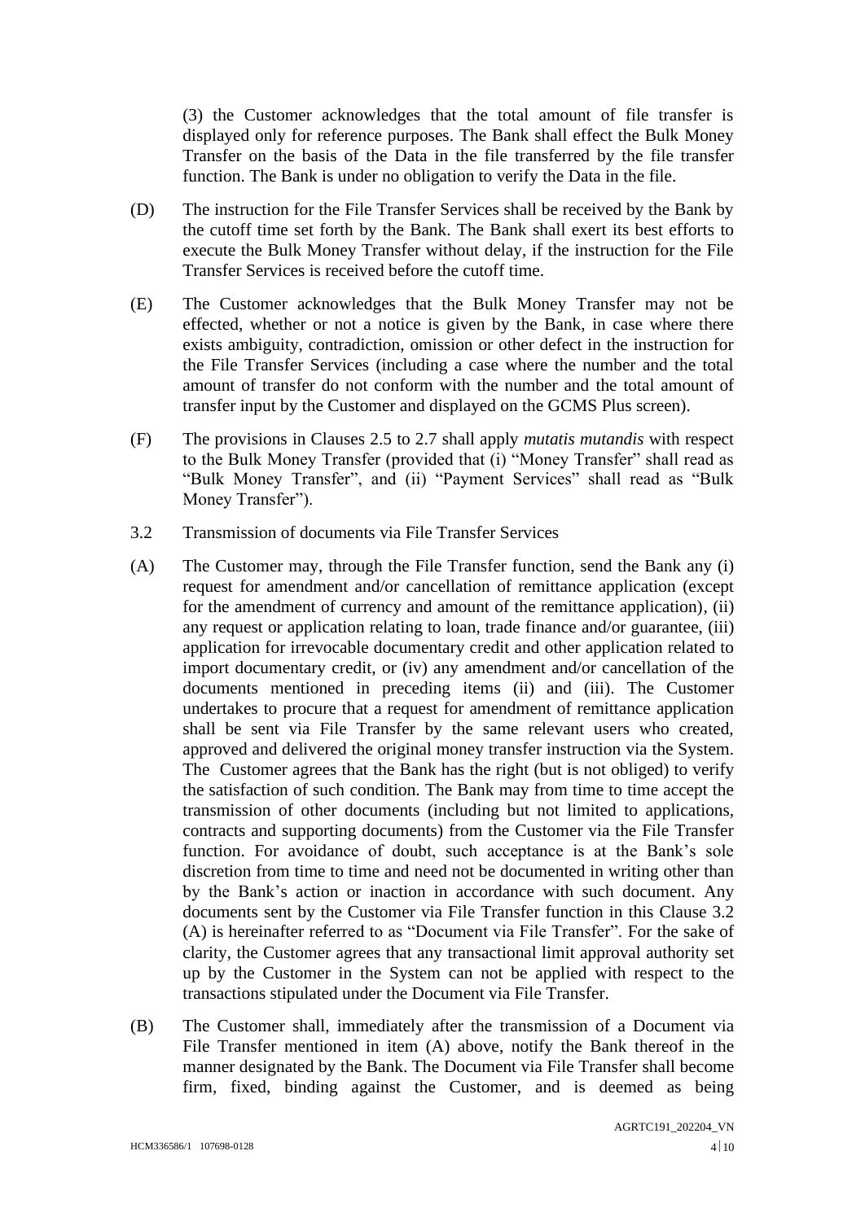(3) the Customer acknowledges that the total amount of file transfer is displayed only for reference purposes. The Bank shall effect the Bulk Money Transfer on the basis of the Data in the file transferred by the file transfer function. The Bank is under no obligation to verify the Data in the file.

(D) The instruction for the File Transfer Services shall be received by the Bank by the cutoff time set forth by the Bank. The Bank shall exert its best efforts to execute the Bulk Money Transfer without delay, if the instruction for the File Transfer Services is received before the cutoff time.

(E) The Customer acknowledges that the Bulk Money Transfer may not be effected, whether or not a notice is given by the Bank, in case where there exists ambiguity, contradiction, omission or other defect in the instruction for the File Transfer Services (including a case where the number and the total amount of transfer do not conform with the number and the total amount of transfer input by the Customer and displayed on the GCMS Plus screen).

(F) The provisions in Clauses 2.5 to 2.7 shall apply *mutatis mutandis* with respect to the Bulk Money Transfer (provided that (i) "Money Transfer" shall read as "Bulk Money Transfer", and (ii) "Payment Services" shall read as "Bulk Money Transfer").

3.2 Transmission of documents via File Transfer Services

(A) The Customer may, through the File Transfer function, send the Bank any (i) request for amendment and/or cancellation of remittance application (except for the amendment of currency and amount of the remittance application), (ii) any request or application relating to loan, trade finance and/or guarantee, (iii) application for irrevocable documentary credit and other application related to import documentary credit, or (iv) any amendment and/or cancellation of the documents mentioned in preceding items (ii) and (iii). The Customer undertakes to procure that a request for amendment of remittance application shall be sent via File Transfer by the same relevant users who created, approved and delivered the original money transfer instruction via the System. The Customer agrees that the Bank has the right (but is not obliged) to verify the satisfaction of such condition. The Bank may from time to time accept the transmission of other documents (including but not limited to applications, contracts and supporting documents) from the Customer via the File Transfer function. For avoidance of doubt, such acceptance is at the Bank's sole discretion from time to time and need not be documented in writing other than by the Bank's action or inaction in accordance with such document. Any documents sent by the Customer via File Transfer function in this Clause 3.2 (A) is hereinafter referred to as "Document via File Transfer". For the sake of clarity, the Customer agrees that any transactional limit approval authority set up by the Customer in the System can not be applied with respect to the transactions stipulated under the Document via File Transfer.

(B) The Customer shall, immediately after the transmission of a Document via File Transfer mentioned in item (A) above, notify the Bank thereof in the manner designated by the Bank. The Document via File Transfer shall become firm, fixed, binding against the Customer, and is deemed as being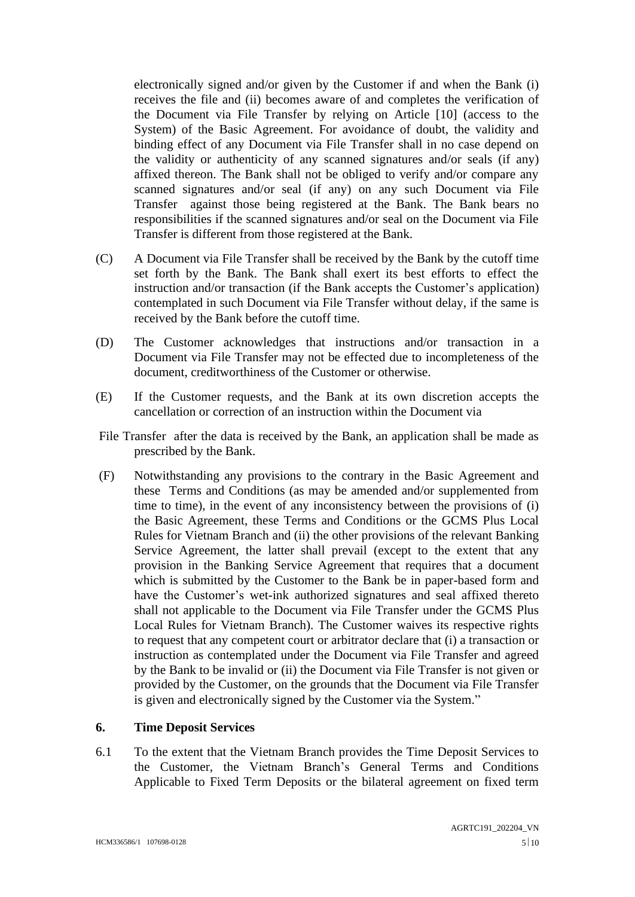electronically signed and/or given by the Customer if and when the Bank (i) receives the file and (ii) becomes aware of and completes the verification of the Document via File Transfer by relying on Article [10] (access to the System) of the Basic Agreement. For avoidance of doubt, the validity and binding effect of any Document via File Transfer shall in no case depend on the validity or authenticity of any scanned signatures and/or seals (if any) affixed thereon. The Bank shall not be obliged to verify and/or compare any scanned signatures and/or seal (if any) on any such Document via File Transfer against those being registered at the Bank. The Bank bears no responsibilities if the scanned signatures and/or seal on the Document via File Transfer is different from those registered at the Bank.

(C) A Document via File Transfer shall be received by the Bank by the cutoff time set forth by the Bank. The Bank shall exert its best efforts to effect the instruction and/or transaction (if the Bank accepts the Customer's application) contemplated in such Document via File Transfer without delay, if the same is received by the Bank before the cutoff time.

(D) The Customer acknowledges that instructions and/or transaction in a Document via File Transfer may not be effected due to incompleteness of the document, creditworthiness of the Customer or otherwise.

(E) If the Customer requests, and the Bank at its own discretion accepts the cancellation or correction of an instruction within the Document via File Transfer after the data is received by the Bank, an application shall be made as prescribed by the Bank.

(F) Notwithstanding any provisions to the contrary in the Basic Agreement and these Terms and Conditions (as may be amended and/or supplemented from time to time), in the event of any inconsistency between the provisions of (i) the Basic Agreement, these Terms and Conditions or the GCMS Plus Local Rules for Vietnam Branch and (ii) the other provisions of the relevant Banking Service Agreement, the latter shall prevail (except to the extent that any provision in the Banking Service Agreement that requires that a document which is submitted by the Customer to the Bank be in paper-based form and have the Customer's wet-ink authorized signatures and seal affixed thereto shall not applicable to the Document via File Transfer under the GCMS Plus Local Rules for Vietnam Branch). The Customer waives its respective rights to request that any competent court or arbitrator declare that (i) a transaction or instruction as contemplated under the Document via File Transfer and agreed by the Bank to be invalid or (ii) the Document via File Transfer is not given or provided by the Customer, on the grounds that the Document via File Transfer is given and electronically signed by the Customer via the System."

## 6. Time Deposit Services

6.1 To the extent that the Vietnam Branch provides the Time Deposit Services to the Customer, the Vietnam Branch's General Terms and Conditions Applicable to Fixed Term Deposits or the bilateral agreement on fixed term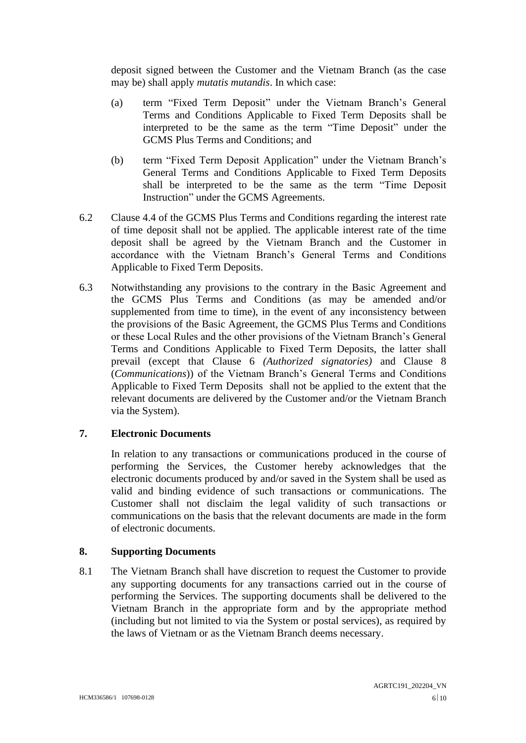deposit signed between the Customer and the Vietnam Branch (as the case may be) shall apply *mutatis mutandis*. In which case:

(a) term "Fixed Term Deposit" under the Vietnam Branch's General Terms and Conditions Applicable to Fixed Term Deposits shall be interpreted to be the same as the term "Time Deposit" under the GCMS Plus Terms and Conditions; and

(b) term "Fixed Term Deposit Application" under the Vietnam Branch's General Terms and Conditions Applicable to Fixed Term Deposits shall be interpreted to be the same as the term "Time Deposit Instruction" under the GCMS Agreements.

6.2 Clause 4.4 of the GCMS Plus Terms and Conditions regarding the interest rate of time deposit shall not be applied. The applicable interest rate of the time deposit shall be agreed by the Vietnam Branch and the Customer in accordance with the Vietnam Branch's General Terms and Conditions Applicable to Fixed Term Deposits.

6.3 Notwithstanding any provisions to the contrary in the Basic Agreement and the GCMS Plus Terms and Conditions (as may be amended and/or supplemented from time to time), in the event of any inconsistency between the provisions of the Basic Agreement, the GCMS Plus Terms and Conditions or these Local Rules and the other provisions of the Vietnam Branch's General Terms and Conditions Applicable to Fixed Term Deposits, the latter shall prevail (except that Clause 6 *(Authorized signatories)* and Clause 8 (*Communications*)) of the Vietnam Branch's General Terms and Conditions Applicable to Fixed Term Deposits shall not be applied to the extent that the relevant documents are delivered by the Customer and/or the Vietnam Branch via the System).

## 7. Electronic Documents

In relation to any transactions or communications produced in the course of performing the Services, the Customer hereby acknowledges that the electronic documents produced by and/or saved in the System shall be used as valid and binding evidence of such transactions or communications. The Customer shall not disclaim the legal validity of such transactions or communications on the basis that the relevant documents are made in the form of electronic documents.

## 8. Supporting Documents

8.1 The Vietnam Branch shall have discretion to request the Customer to provide any supporting documents for any transactions carried out in the course of performing the Services. The supporting documents shall be delivered to the Vietnam Branch in the appropriate form and by the appropriate method (including but not limited to via the System or postal services), as required by the laws of Vietnam or as the Vietnam Branch deems necessary.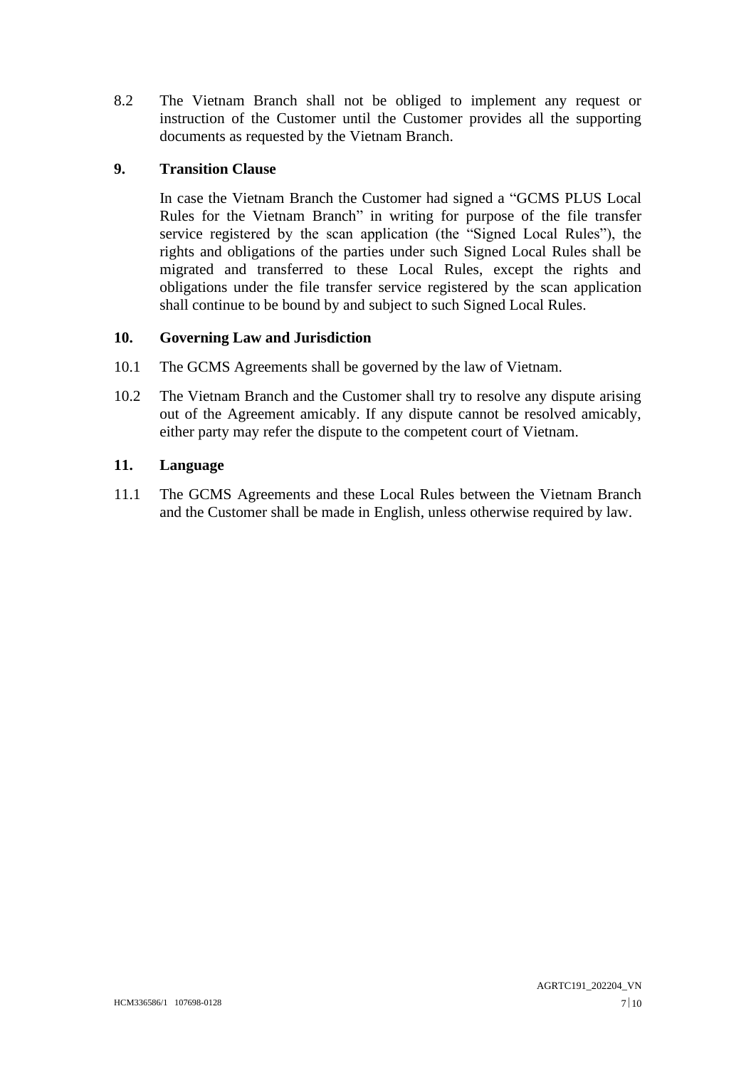8.2 The Vietnam Branch shall not be obliged to implement any request or instruction of the Customer until the Customer provides all the supporting documents as requested by the Vietnam Branch.

## 9. Transition Clause

In case the Vietnam Branch the Customer had signed a "GCMS PLUS Local Rules for the Vietnam Branch" in writing for purpose of the file transfer service registered by the scan application (the "Signed Local Rules"), the rights and obligations of the parties under such Signed Local Rules shall be migrated and transferred to these Local Rules, except the rights and obligations under the file transfer service registered by the scan application shall continue to be bound by and subject to such Signed Local Rules.

## 10. Governing Law and Jurisdiction

10.1 The GCMS Agreements shall be governed by the law of Vietnam.

10.2 The Vietnam Branch and the Customer shall try to resolve any dispute arising out of the Agreement amicably. If any dispute cannot be resolved amicably, either party may refer the dispute to the competent court of Vietnam.

## 11. Language

11.1 The GCMS Agreements and these Local Rules between the Vietnam Branch and the Customer shall be made in English, unless otherwise required by law.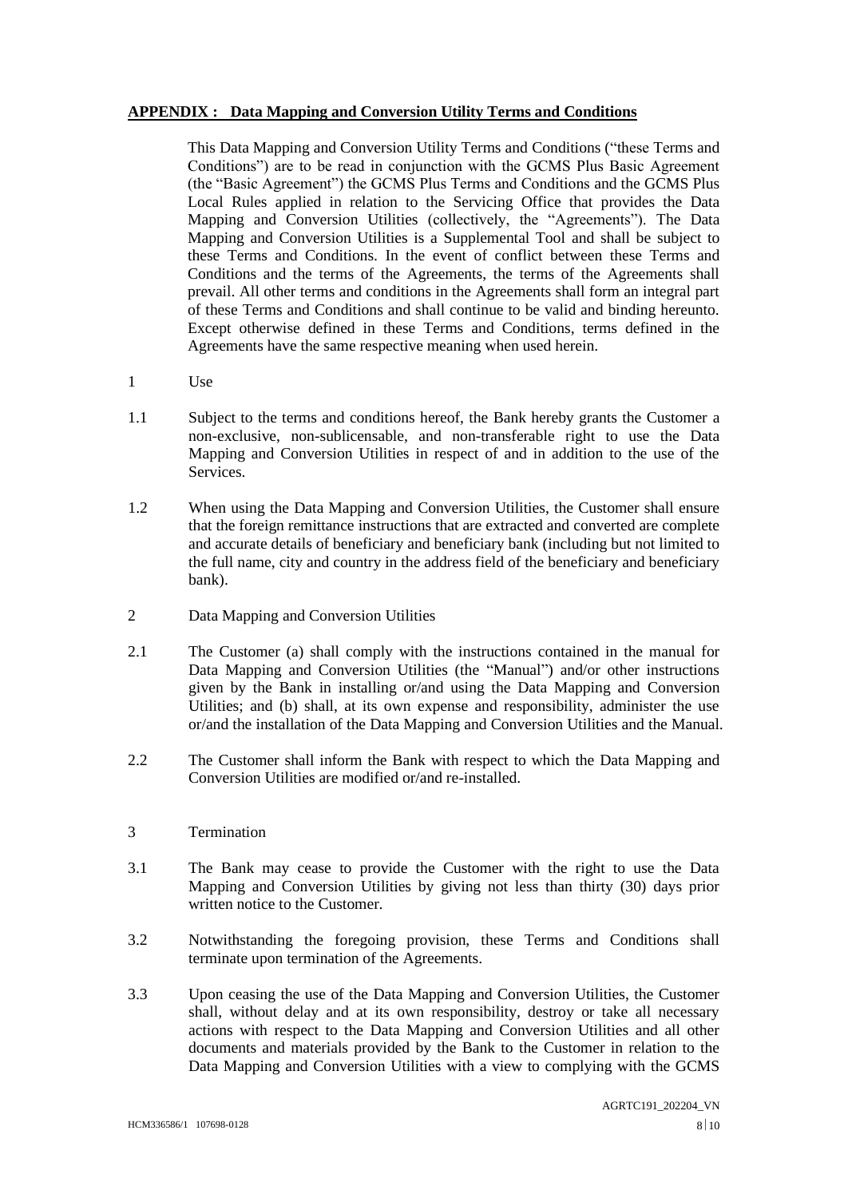## APPENDIX : Data Mapping and Conversion Utility Terms and Conditions

This Data Mapping and Conversion Utility Terms and Conditions ("these Terms and Conditions") are to be read in conjunction with the GCMS Plus Basic Agreement (the "Basic Agreement") the GCMS Plus Terms and Conditions and the GCMS Plus Local Rules applied in relation to the Servicing Office that provides the Data Mapping and Conversion Utilities (collectively, the "Agreements"). The Data Mapping and Conversion Utilities is a Supplemental Tool and shall be subject to these Terms and Conditions. In the event of conflict between these Terms and Conditions and the terms of the Agreements, the terms of the Agreements shall prevail. All other terms and conditions in the Agreements shall form an integral part of these Terms and Conditions and shall continue to be valid and binding hereunto. Except otherwise defined in these Terms and Conditions, terms defined in the Agreements have the same respective meaning when used herein.

1 Use

1.1 Subject to the terms and conditions hereof, the Bank hereby grants the Customer a non-exclusive, non-sublicensable, and non-transferable right to use the Data Mapping and Conversion Utilities in respect of and in addition to the use of the Services.

1.2 When using the Data Mapping and Conversion Utilities, the Customer shall ensure that the foreign remittance instructions that are extracted and converted are complete and accurate details of beneficiary and beneficiary bank (including but not limited to the full name, city and country in the address field of the beneficiary and beneficiary bank).

2 Data Mapping and Conversion Utilities

2.1 The Customer (a) shall comply with the instructions contained in the manual for Data Mapping and Conversion Utilities (the "Manual") and/or other instructions given by the Bank in installing or/and using the Data Mapping and Conversion Utilities; and (b) shall, at its own expense and responsibility, administer the use or/and the installation of the Data Mapping and Conversion Utilities and the Manual.

2.2 The Customer shall inform the Bank with respect to which the Data Mapping and Conversion Utilities are modified or/and re-installed.

3 Termination

3.1 The Bank may cease to provide the Customer with the right to use the Data Mapping and Conversion Utilities by giving not less than thirty (30) days prior written notice to the Customer.

3.2 Notwithstanding the foregoing provision, these Terms and Conditions shall terminate upon termination of the Agreements.

3.3 Upon ceasing the use of the Data Mapping and Conversion Utilities, the Customer shall, without delay and at its own responsibility, destroy or take all necessary actions with respect to the Data Mapping and Conversion Utilities and all other documents and materials provided by the Bank to the Customer in relation to the Data Mapping and Conversion Utilities with a view to complying with the GCMS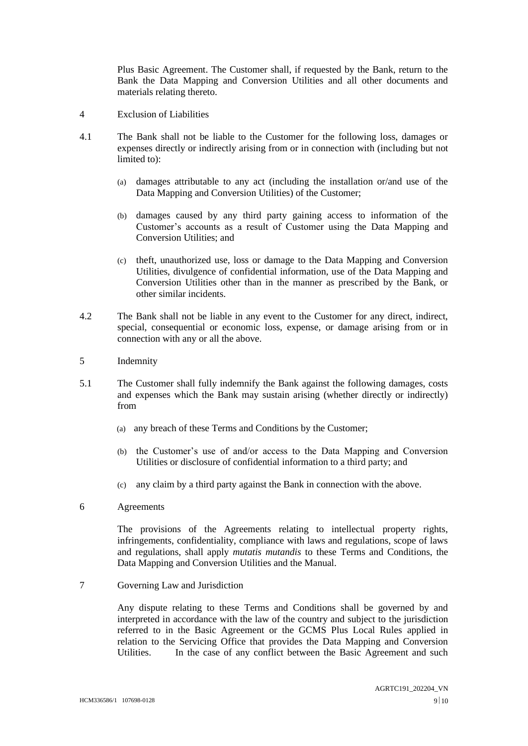Plus Basic Agreement. The Customer shall, if requested by the Bank, return to the Bank the Data Mapping and Conversion Utilities and all other documents and materials relating thereto.

## 4 Exclusion of Liabilities

4.1 The Bank shall not be liable to the Customer for the following loss, damages or expenses directly or indirectly arising from or in connection with (including but not limited to):

(a) damages attributable to any act (including the installation or/and use of the Data Mapping and Conversion Utilities) of the Customer;

(b) damages caused by any third party gaining access to information of the Customer's accounts as a result of Customer using the Data Mapping and Conversion Utilities; and

(c) theft, unauthorized use, loss or damage to the Data Mapping and Conversion Utilities, divulgence of confidential information, use of the Data Mapping and Conversion Utilities other than in the manner as prescribed by the Bank, or other similar incidents.

4.2 The Bank shall not be liable in any event to the Customer for any direct, indirect, special, consequential or economic loss, expense, or damage arising from or in connection with any or all the above.

## 5 Indemnity

5.1 The Customer shall fully indemnify the Bank against the following damages, costs and expenses which the Bank may sustain arising (whether directly or indirectly) from

(a) any breach of these Terms and Conditions by the Customer;

(b) the Customer's use of and/or access to the Data Mapping and Conversion Utilities or disclosure of confidential information to a third party; and

(c) any claim by a third party against the Bank in connection with the above.

## 6 Agreements

The provisions of the Agreements relating to intellectual property rights, infringements, confidentiality, compliance with laws and regulations, scope of laws and regulations, shall apply *mutatis mutandis* to these Terms and Conditions, the Data Mapping and Conversion Utilities and the Manual.

## 7 Governing Law and Jurisdiction

Any dispute relating to these Terms and Conditions shall be governed by and interpreted in accordance with the law of the country and subject to the jurisdiction referred to in the Basic Agreement or the GCMS Plus Local Rules applied in relation to the Servicing Office that provides the Data Mapping and Conversion Utilities. In the case of any conflict between the Basic Agreement and such

AGRTC191_202204_VN

HCM336586/1 107698-0128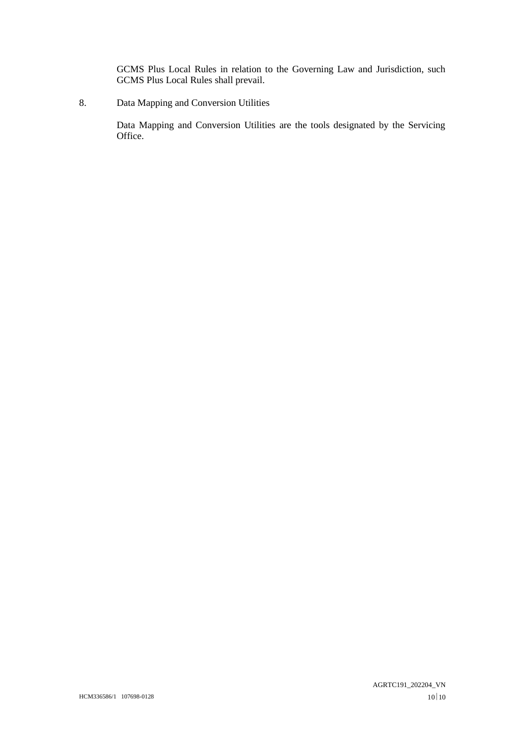GCMS Plus Local Rules in relation to the Governing Law and Jurisdiction, such GCMS Plus Local Rules shall prevail.

8. Data Mapping and Conversion Utilities

   Data Mapping and Conversion Utilities are the tools designated by the Servicing Office.